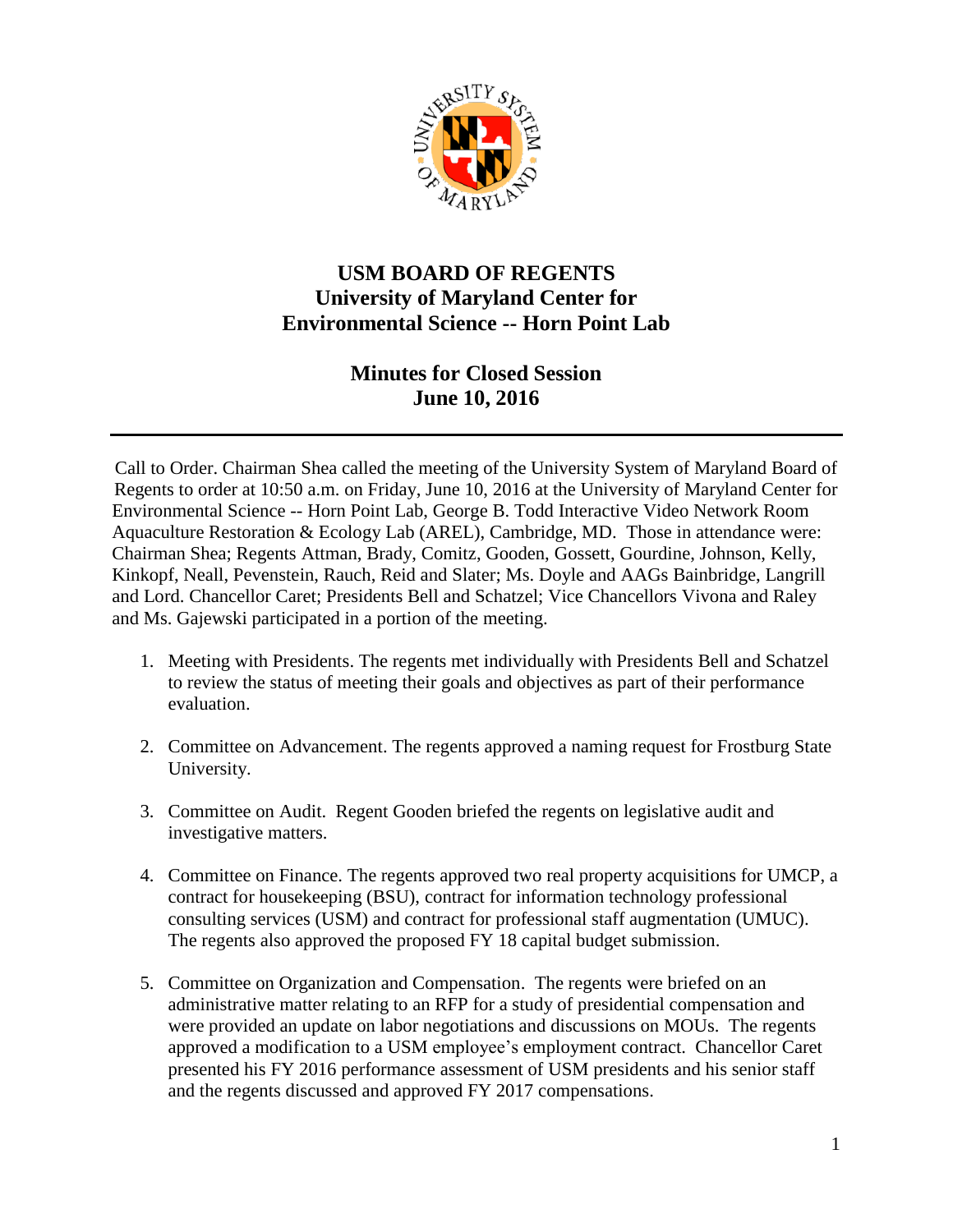# USM BOARD OF REGENTS
## University of Maryland Center for Environmental Science -- Horn Point Lab

## Minutes for Closed Session
## June 10, 2016

---

Call to Order. Chairman Shea called the meeting of the University System of Maryland Board of Regents to order at 10:50 a.m. on Friday, June 10, 2016 at the University of Maryland Center for Environmental Science -- Horn Point Lab, George B. Todd Interactive Video Network Room Aquaculture Restoration & Ecology Lab (AREL), Cambridge, MD. Those in attendance were: Chairman Shea; Regents Attman, Brady, Comitz, Gooden, Gossett, Gourdine, Johnson, Kelly, Kinkopf, Neall, Pevenstein, Rauch, Reid and Slater; Ms. Doyle and AAGs Bainbridge, Langrill and Lord. Chancellor Caret; Presidents Bell and Schatzel; Vice Chancellors Vivona and Raley and Ms. Gajewski participated in a portion of the meeting.

1. Meeting with Presidents. The regents met individually with Presidents Bell and Schatzel to review the status of meeting their goals and objectives as part of their performance evaluation.

2. Committee on Advancement. The regents approved a naming request for Frostburg State University.

3. Committee on Audit. Regent Gooden briefed the regents on legislative audit and investigative matters.

4. Committee on Finance. The regents approved two real property acquisitions for UMCP, a contract for housekeeping (BSU), contract for information technology professional consulting services (USM) and contract for professional staff augmentation (UMUC). The regents also approved the proposed FY 18 capital budget submission.

5. Committee on Organization and Compensation. The regents were briefed on an administrative matter relating to an RFP for a study of presidential compensation and were provided an update on labor negotiations and discussions on MOUs. The regents approved a modification to a USM employee's employment contract. Chancellor Caret presented his FY 2016 performance assessment of USM presidents and his senior staff and the regents discussed and approved FY 2017 compensations.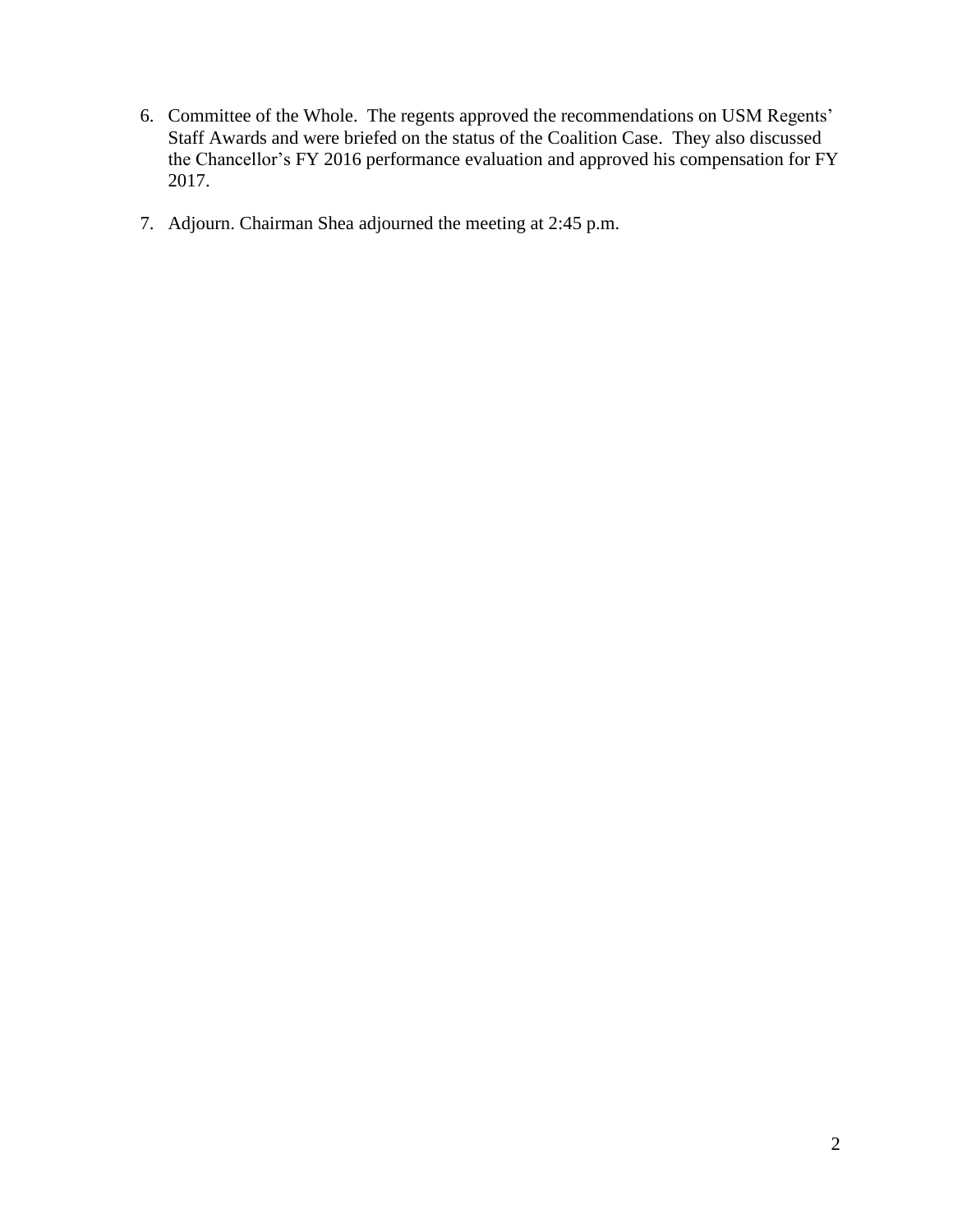6. Committee of the Whole. The regents approved the recommendations on USM Regents' Staff Awards and were briefed on the status of the Coalition Case. They also discussed the Chancellor's FY 2016 performance evaluation and approved his compensation for FY 2017.

7. Adjourn. Chairman Shea adjourned the meeting at 2:45 p.m.